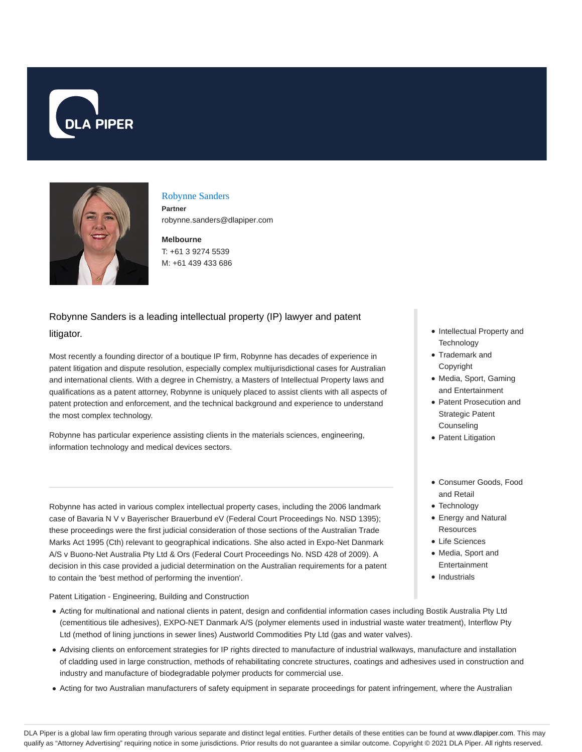DLA PIPER

# Robynne Sanders

**Partner**

robynne.sanders@dlapiper.com

**Melbourne**

T: +61 3 9274 5539

M: +61 439 433 686

Robynne Sanders is a leading intellectual property (IP) lawyer and patent litigator.

Most recently a founding director of a boutique IP firm, Robynne has decades of experience in patent litigation and dispute resolution, especially complex multijurisdictional cases for Australian and international clients. With a degree in Chemistry, a Masters of Intellectual Property laws and qualifications as a patent attorney, Robynne is uniquely placed to assist clients with all aspects of patent protection and enforcement, and the technical background and experience to understand the most complex technology.

Robynne has particular experience assisting clients in the materials sciences, engineering, information technology and medical devices sectors.

- Intellectual Property and Technology
- Trademark and Copyright
- Media, Sport, Gaming and Entertainment
- Patent Prosecution and Strategic Patent Counseling
- Patent Litigation

- Consumer Goods, Food and Retail
- Technology
- Energy and Natural Resources
- Life Sciences
- Media, Sport and Entertainment
- Industrials

---

Robynne has acted in various complex intellectual property cases, including the 2006 landmark case of Bavaria N V v Bayerischer Brauerbund eV (Federal Court Proceedings No. NSD 1395); these proceedings were the first judicial consideration of those sections of the Australian Trade Marks Act 1995 (Cth) relevant to geographical indications. She also acted in Expo-Net Danmark A/S v Buono-Net Australia Pty Ltd & Ors (Federal Court Proceedings No. NSD 428 of 2009). A decision in this case provided a judicial determination on the Australian requirements for a patent to contain the 'best method of performing the invention'.

Patent Litigation - Engineering, Building and Construction

- Acting for multinational and national clients in patent, design and confidential information cases including Bostik Australia Pty Ltd (cementitious tile adhesives), EXPO-NET Danmark A/S (polymer elements used in industrial waste water treatment), Interflow Pty Ltd (method of lining junctions in sewer lines) Austworld Commodities Pty Ltd (gas and water valves).
- Advising clients on enforcement strategies for IP rights directed to manufacture of industrial walkways, manufacture and installation of cladding used in large construction, methods of rehabilitating concrete structures, coatings and adhesives used in construction and industry and manufacture of biodegradable polymer products for commercial use.
- Acting for two Australian manufacturers of safety equipment in separate proceedings for patent infringement, where the Australian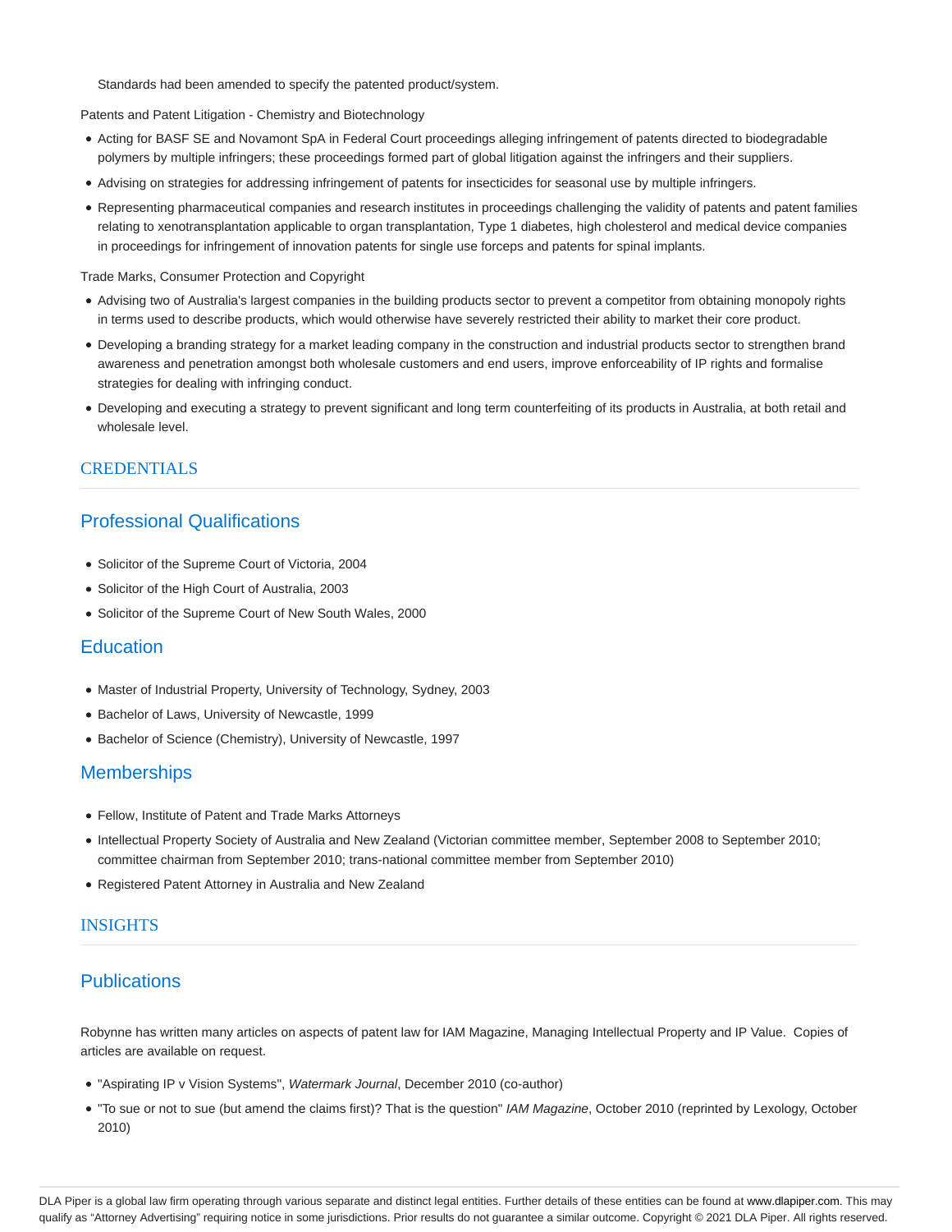Standards had been amended to specify the patented product/system.

Patents and Patent Litigation - Chemistry and Biotechnology

- Acting for BASF SE and Novamont SpA in Federal Court proceedings alleging infringement of patents directed to biodegradable polymers by multiple infringers; these proceedings formed part of global litigation against the infringers and their suppliers.
- Advising on strategies for addressing infringement of patents for insecticides for seasonal use by multiple infringers.
- Representing pharmaceutical companies and research institutes in proceedings challenging the validity of patents and patent families relating to xenotransplantation applicable to organ transplantation, Type 1 diabetes, high cholesterol and medical device companies in proceedings for infringement of innovation patents for single use forceps and patents for spinal implants.

Trade Marks, Consumer Protection and Copyright

- Advising two of Australia's largest companies in the building products sector to prevent a competitor from obtaining monopoly rights in terms used to describe products, which would otherwise have severely restricted their ability to market their core product.
- Developing a branding strategy for a market leading company in the construction and industrial products sector to strengthen brand awareness and penetration amongst both wholesale customers and end users, improve enforceability of IP rights and formalise strategies for dealing with infringing conduct.
- Developing and executing a strategy to prevent significant and long term counterfeiting of its products in Australia, at both retail and wholesale level.

## CREDENTIALS

### Professional Qualifications

- Solicitor of the Supreme Court of Victoria, 2004
- Solicitor of the High Court of Australia, 2003
- Solicitor of the Supreme Court of New South Wales, 2000

### Education

- Master of Industrial Property, University of Technology, Sydney, 2003
- Bachelor of Laws, University of Newcastle, 1999
- Bachelor of Science (Chemistry), University of Newcastle, 1997

### Memberships

- Fellow, Institute of Patent and Trade Marks Attorneys
- Intellectual Property Society of Australia and New Zealand (Victorian committee member, September 2008 to September 2010; committee chairman from September 2010; trans-national committee member from September 2010)
- Registered Patent Attorney in Australia and New Zealand

## INSIGHTS

### Publications

Robynne has written many articles on aspects of patent law for IAM Magazine, Managing Intellectual Property and IP Value. Copies of articles are available on request.

- "Aspirating IP v Vision Systems", *Watermark Journal*, December 2010 (co-author)
- "To sue or not to sue (but amend the claims first)? That is the question" *IAM Magazine*, October 2010 (reprinted by Lexology, October 2010)

DLA Piper is a global law firm operating through various separate and distinct legal entities. Further details of these entities can be found at www.dlapiper.com. This may qualify as "Attorney Advertising" requiring notice in some jurisdictions. Prior results do not guarantee a similar outcome. Copyright © 2021 DLA Piper. All rights reserved.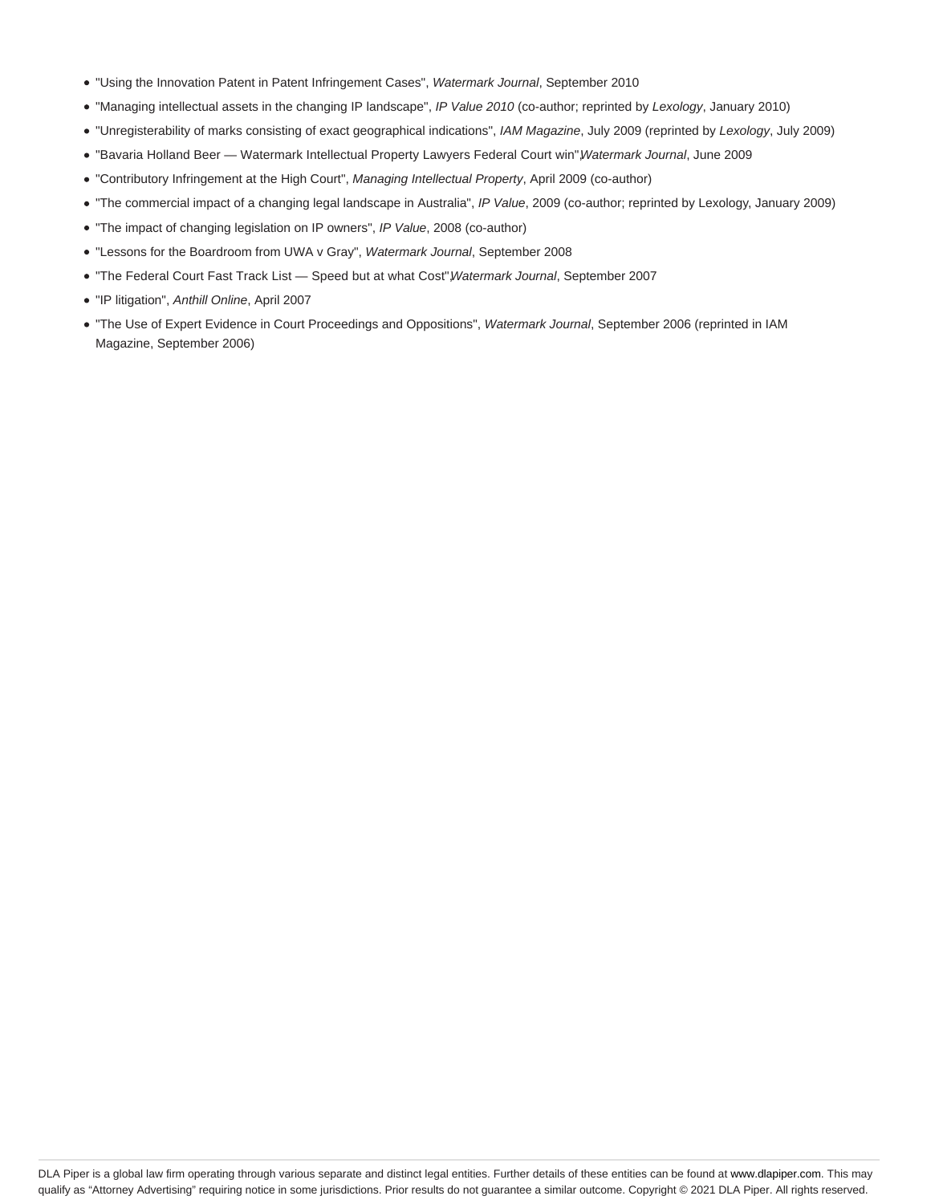- "Using the Innovation Patent in Patent Infringement Cases", *Watermark Journal*, September 2010
- "Managing intellectual assets in the changing IP landscape", *IP Value 2010* (co-author; reprinted by *Lexology*, January 2010)
- "Unregisterability of marks consisting of exact geographical indications", *IAM Magazine*, July 2009 (reprinted by *Lexology*, July 2009)
- "Bavaria Holland Beer — Watermark Intellectual Property Lawyers Federal Court win", *Watermark Journal*, June 2009
- "Contributory Infringement at the High Court", *Managing Intellectual Property*, April 2009 (co-author)
- "The commercial impact of a changing legal landscape in Australia", *IP Value*, 2009 (co-author; reprinted by Lexology, January 2009)
- "The impact of changing legislation on IP owners", *IP Value*, 2008 (co-author)
- "Lessons for the Boardroom from UWA v Gray", *Watermark Journal*, September 2008
- "The Federal Court Fast Track List — Speed but at what Cost", *Watermark Journal*, September 2007
- "IP litigation", *Anthill Online*, April 2007
- "The Use of Expert Evidence in Court Proceedings and Oppositions", *Watermark Journal*, September 2006 (reprinted in IAM Magazine, September 2006)